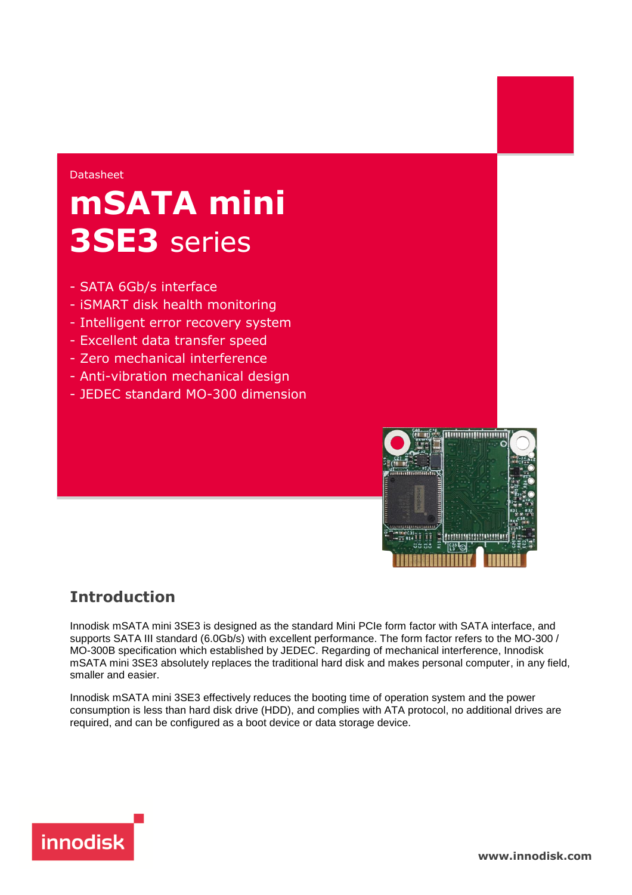Datasheet

# mSATA mini 3SE3 series

- SATA 6Gb/s interface
- iSMART disk health monitoring
- Intelligent error recovery system
- Excellent data transfer speed
- Zero mechanical interference
- Anti-vibration mechanical design
- JEDEC standard MO-300 dimension

## Introduction

Innodisk mSATA mini 3SE3 is designed as the standard Mini PCIe form factor with SATA interface, and supports SATA III standard (6.0Gb/s) with excellent performance. The form factor refers to the MO-300 / MO-300B specification which established by JEDEC. Regarding of mechanical interference, Innodisk mSATA mini 3SE3 absolutely replaces the traditional hard disk and makes personal computer, in any field, smaller and easier.

Innodisk mSATA mini 3SE3 effectively reduces the booting time of operation system and the power consumption is less than hard disk drive (HDD), and complies with ATA protocol, no additional drives are required, and can be configured as a boot device or data storage device.

innodisk

www.innodisk.com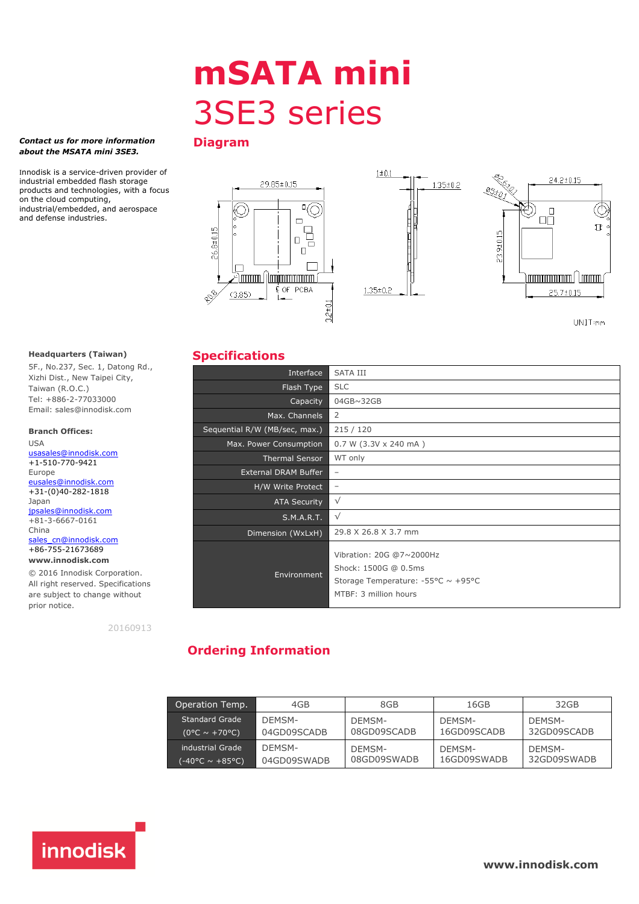# mSATA mini

# 3SE3 series

***Contact us for more information about the MSATA mini 3SE3.***

Innodisk is a service-driven provider of industrial embedded flash storage products and technologies, with a focus on the cloud computing, industrial/embedded, and aerospace and defense industries.

## Diagram

29.85±0.15
26.8±0.15
R0.8
(3.85)
℄ OF PCBA
3.2±0.1
1±0.1
1.35±0.2
1.35±0.2
Ø2.6±0.1
Ø5±0.1
24.2±0.15
23.9±0.15
25.7±0.15
UNIT:mm

## Specifications

| | |
|---|---|
| Interface | SATA III |
| Flash Type | SLC |
| Capacity | 04GB~32GB |
| Max. Channels | 2 |
| Sequential R/W (MB/sec, max.) | 215 / 120 |
| Max. Power Consumption | 0.7 W (3.3V x 240 mA ) |
| Thermal Sensor | WT only |
| External DRAM Buffer | – |
| H/W Write Protect | – |
| ATA Security | √ |
| S.M.A.R.T. | √ |
| Dimension (WxLxH) | 29.8 X 26.8 X 3.7 mm |
| Environment | Vibration: 20G @7~2000Hz<br>Shock: 1500G @ 0.5ms<br>Storage Temperature: -55°C ~ +95°C<br>MTBF: 3 million hours |

**Headquarters (Taiwan)**

5F., No.237, Sec. 1, Datong Rd., Xizhi Dist., New Taipei City, Taiwan (R.O.C.)
Tel: +886-2-77033000
Email: sales@innodisk.com

**Branch Offices:**

USA
usasales@innodisk.com
+1-510-770-9421
Europe
eusales@innodisk.com
+31-(0)40-282-1818
Japan
jpsales@innodisk.com
+81-3-6667-0161
China
sales_cn@innodisk.com
+86-755-21673689
**www.innodisk.com**

© 2016 Innodisk Corporation. All right reserved. Specifications are subject to change without prior notice.

20160913

## Ordering Information

| Operation Temp. | 4GB | 8GB | 16GB | 32GB |
|---|---|---|---|---|
| Standard Grade (0°C ~ +70°C) | DEMSM-04GD09SCADB | DEMSM-08GD09SCADB | DEMSM-16GD09SCADB | DEMSM-32GD09SCADB |
| industrial Grade (-40°C ~ +85°C) | DEMSM-04GD09SWADB | DEMSM-08GD09SWADB | DEMSM-16GD09SWADB | DEMSM-32GD09SWADB |

innodisk

**www.innodisk.com**